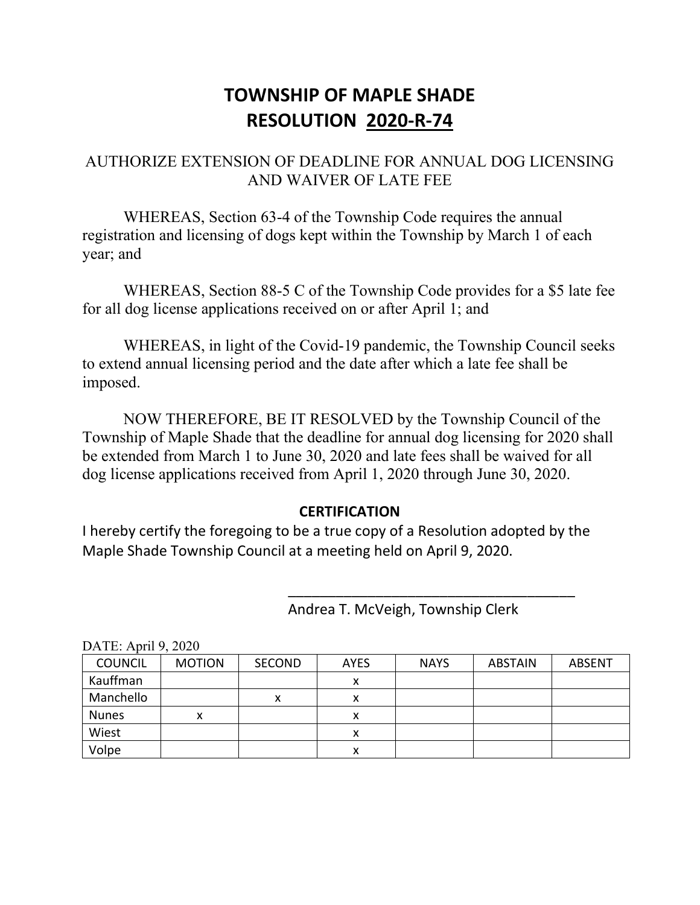# TOWNSHIP OF MAPLE SHADE
# RESOLUTION 2020-R-74

AUTHORIZE EXTENSION OF DEADLINE FOR ANNUAL DOG LICENSING AND WAIVER OF LATE FEE

WHEREAS, Section 63-4 of the Township Code requires the annual registration and licensing of dogs kept within the Township by March 1 of each year; and

WHEREAS, Section 88-5 C of the Township Code provides for a $5 late fee for all dog license applications received on or after April 1; and

WHEREAS, in light of the Covid-19 pandemic, the Township Council seeks to extend annual licensing period and the date after which a late fee shall be imposed.

NOW THEREFORE, BE IT RESOLVED by the Township Council of the Township of Maple Shade that the deadline for annual dog licensing for 2020 shall be extended from March 1 to June 30, 2020 and late fees shall be waived for all dog license applications received from April 1, 2020 through June 30, 2020.

**CERTIFICATION**

I hereby certify the foregoing to be a true copy of a Resolution adopted by the Maple Shade Township Council at a meeting held on April 9, 2020.

\_\_\_\_\_\_\_\_\_\_\_\_\_\_\_\_\_\_\_\_\_\_\_\_\_\_\_\_\_\_\_\_\_\_\_\_

Andrea T. McVeigh, Township Clerk

DATE: April 9, 2020

| COUNCIL | MOTION | SECOND | AYES | NAYS | ABSTAIN | ABSENT |
|---|---|---|---|---|---|---|
| Kauffman | | | x | | | |
| Manchello | | x | x | | | |
| Nunes | x | | x | | | |
| Wiest | | | x | | | |
| Volpe | | | x | | | |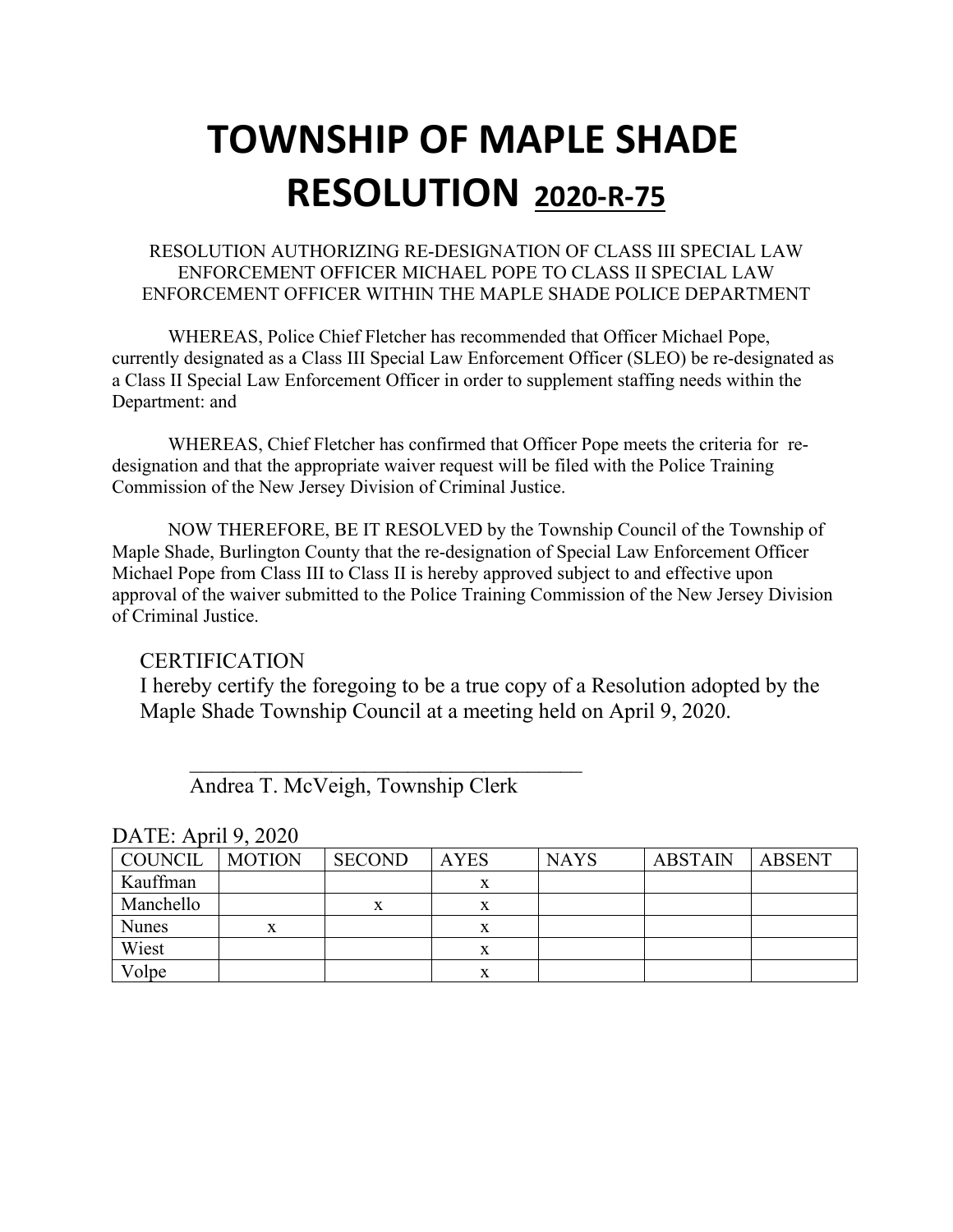# TOWNSHIP OF MAPLE SHADE
# RESOLUTION 2020-R-75

RESOLUTION AUTHORIZING RE-DESIGNATION OF CLASS III SPECIAL LAW ENFORCEMENT OFFICER MICHAEL POPE TO CLASS II SPECIAL LAW ENFORCEMENT OFFICER WITHIN THE MAPLE SHADE POLICE DEPARTMENT

WHEREAS, Police Chief Fletcher has recommended that Officer Michael Pope, currently designated as a Class III Special Law Enforcement Officer (SLEO) be re-designated as a Class II Special Law Enforcement Officer in order to supplement staffing needs within the Department: and

WHEREAS, Chief Fletcher has confirmed that Officer Pope meets the criteria for re-designation and that the appropriate waiver request will be filed with the Police Training Commission of the New Jersey Division of Criminal Justice.

NOW THEREFORE, BE IT RESOLVED by the Township Council of the Township of Maple Shade, Burlington County that the re-designation of Special Law Enforcement Officer Michael Pope from Class III to Class II is hereby approved subject to and effective upon approval of the waiver submitted to the Police Training Commission of the New Jersey Division of Criminal Justice.

CERTIFICATION

I hereby certify the foregoing to be a true copy of a Resolution adopted by the Maple Shade Township Council at a meeting held on April 9, 2020.

\_\_\_\_\_\_\_\_\_\_\_\_\_\_\_\_\_\_\_\_\_\_\_\_\_\_\_\_\_\_\_\_\_\_\_\_\_\_

Andrea T. McVeigh, Township Clerk

DATE: April 9, 2020

| COUNCIL | MOTION | SECOND | AYES | NAYS | ABSTAIN | ABSENT |
|---|---|---|---|---|---|---|
| Kauffman | | | x | | | |
| Manchello | | x | x | | | |
| Nunes | x | | x | | | |
| Wiest | | | x | | | |
| Volpe | | | x | | | |